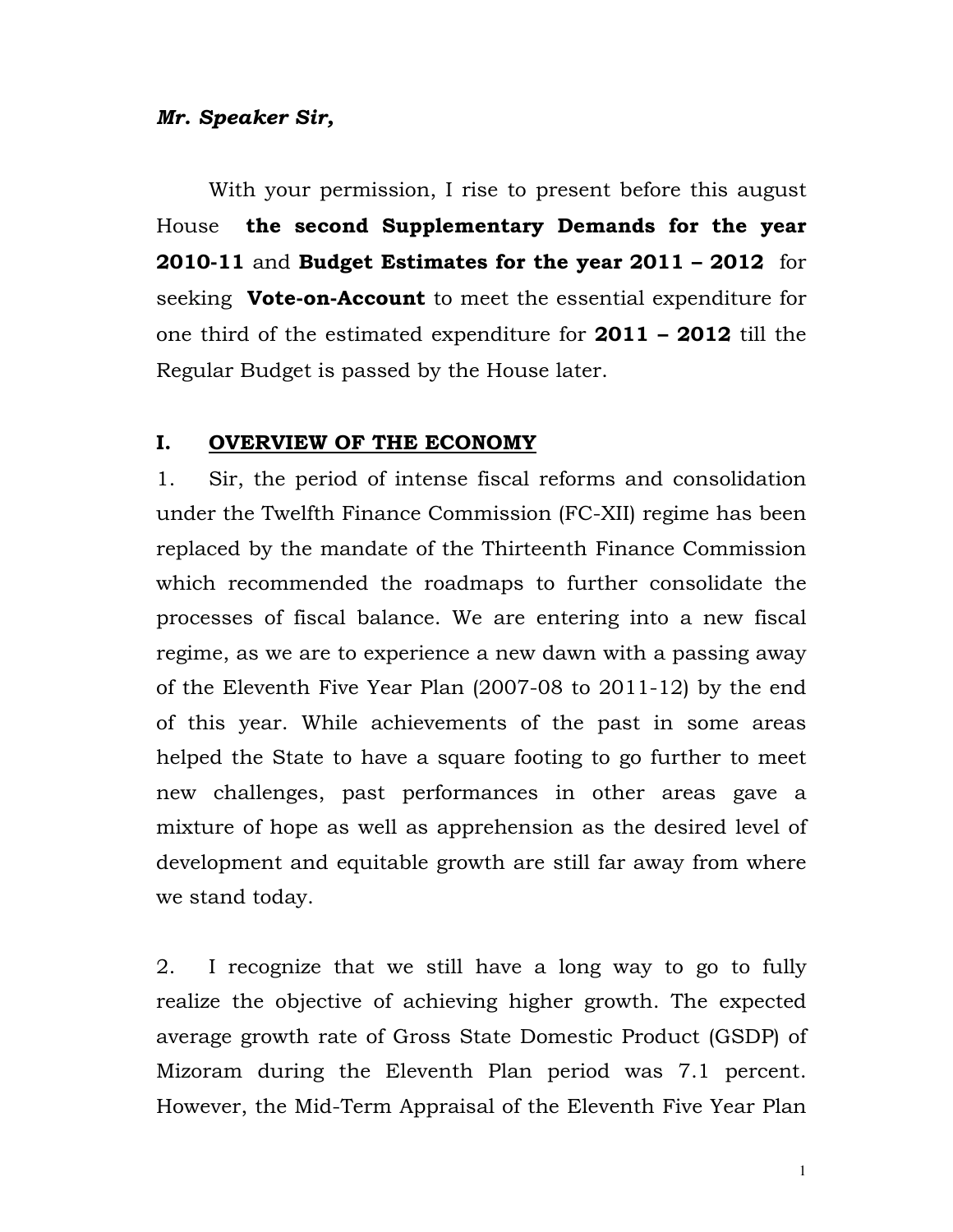***Mr. Speaker Sir,***

With your permission, I rise to present before this august House **the second Supplementary Demands for the year 2010-11** and **Budget Estimates for the year 2011 – 2012** for seeking **Vote-on-Account** to meet the essential expenditure for one third of the estimated expenditure for **2011 – 2012** till the Regular Budget is passed by the House later.

## I. <u>OVERVIEW OF THE ECONOMY</u>

1. Sir, the period of intense fiscal reforms and consolidation under the Twelfth Finance Commission (FC-XII) regime has been replaced by the mandate of the Thirteenth Finance Commission which recommended the roadmaps to further consolidate the processes of fiscal balance. We are entering into a new fiscal regime, as we are to experience a new dawn with a passing away of the Eleventh Five Year Plan (2007-08 to 2011-12) by the end of this year. While achievements of the past in some areas helped the State to have a square footing to go further to meet new challenges, past performances in other areas gave a mixture of hope as well as apprehension as the desired level of development and equitable growth are still far away from where we stand today.

2. I recognize that we still have a long way to go to fully realize the objective of achieving higher growth. The expected average growth rate of Gross State Domestic Product (GSDP) of Mizoram during the Eleventh Plan period was 7.1 percent. However, the Mid-Term Appraisal of the Eleventh Five Year Plan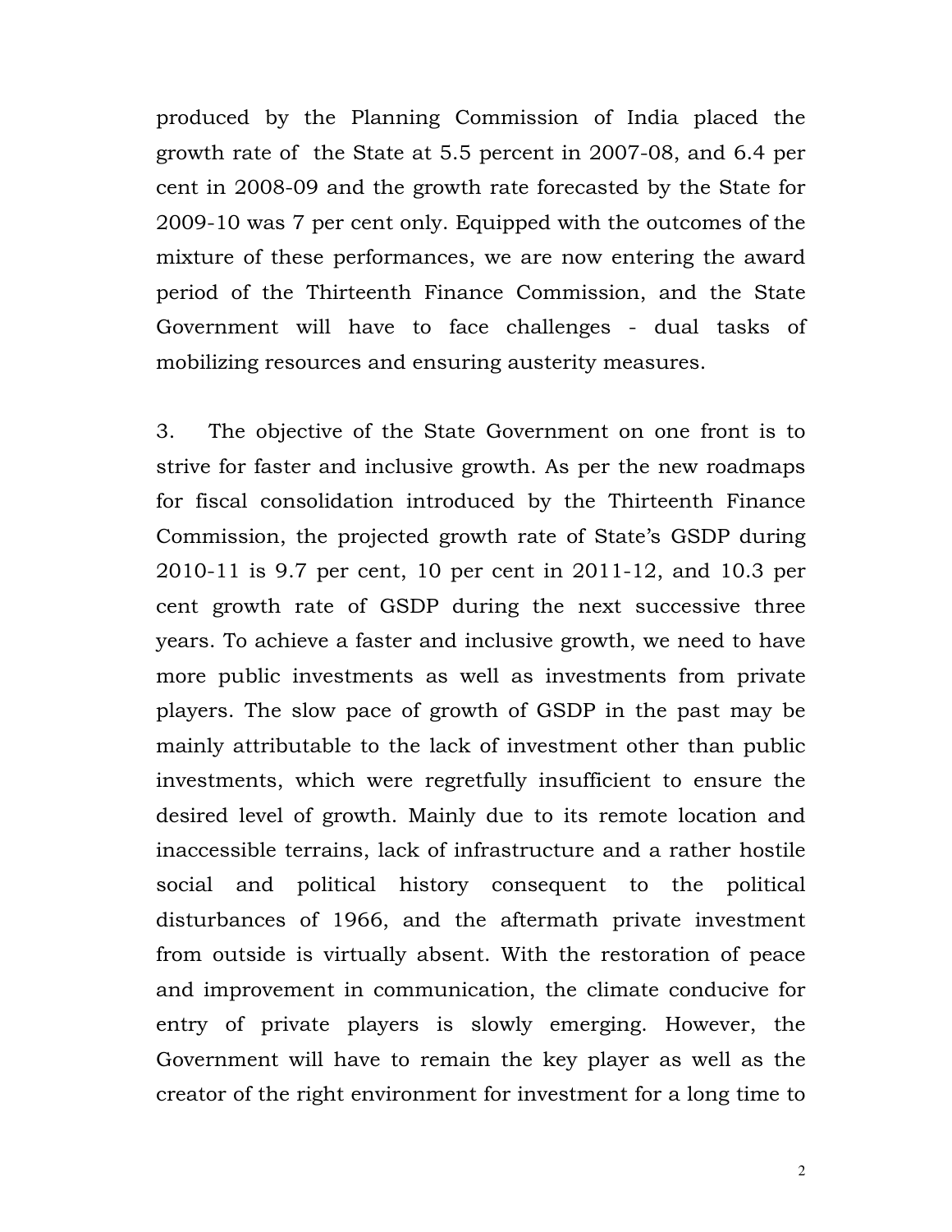produced by the Planning Commission of India placed the growth rate of the State at 5.5 percent in 2007-08, and 6.4 per cent in 2008-09 and the growth rate forecasted by the State for 2009-10 was 7 per cent only. Equipped with the outcomes of the mixture of these performances, we are now entering the award period of the Thirteenth Finance Commission, and the State Government will have to face challenges - dual tasks of mobilizing resources and ensuring austerity measures.

3. The objective of the State Government on one front is to strive for faster and inclusive growth. As per the new roadmaps for fiscal consolidation introduced by the Thirteenth Finance Commission, the projected growth rate of State's GSDP during 2010-11 is 9.7 per cent, 10 per cent in 2011-12, and 10.3 per cent growth rate of GSDP during the next successive three years. To achieve a faster and inclusive growth, we need to have more public investments as well as investments from private players. The slow pace of growth of GSDP in the past may be mainly attributable to the lack of investment other than public investments, which were regretfully insufficient to ensure the desired level of growth. Mainly due to its remote location and inaccessible terrains, lack of infrastructure and a rather hostile social and political history consequent to the political disturbances of 1966, and the aftermath private investment from outside is virtually absent. With the restoration of peace and improvement in communication, the climate conducive for entry of private players is slowly emerging. However, the Government will have to remain the key player as well as the creator of the right environment for investment for a long time to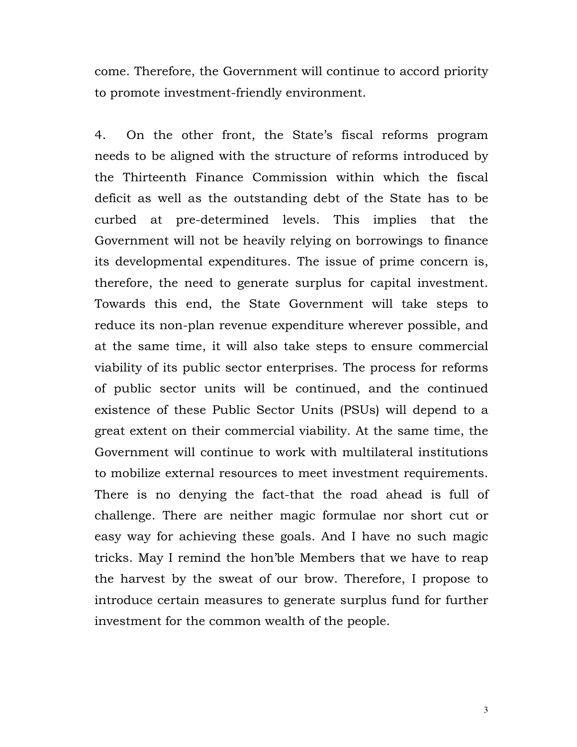come. Therefore, the Government will continue to accord priority to promote investment-friendly environment.

4. On the other front, the State's fiscal reforms program needs to be aligned with the structure of reforms introduced by the Thirteenth Finance Commission within which the fiscal deficit as well as the outstanding debt of the State has to be curbed at pre-determined levels. This implies that the Government will not be heavily relying on borrowings to finance its developmental expenditures. The issue of prime concern is, therefore, the need to generate surplus for capital investment. Towards this end, the State Government will take steps to reduce its non-plan revenue expenditure wherever possible, and at the same time, it will also take steps to ensure commercial viability of its public sector enterprises. The process for reforms of public sector units will be continued, and the continued existence of these Public Sector Units (PSUs) will depend to a great extent on their commercial viability. At the same time, the Government will continue to work with multilateral institutions to mobilize external resources to meet investment requirements. There is no denying the fact-that the road ahead is full of challenge. There are neither magic formulae nor short cut or easy way for achieving these goals. And I have no such magic tricks. May I remind the hon'ble Members that we have to reap the harvest by the sweat of our brow. Therefore, I propose to introduce certain measures to generate surplus fund for further investment for the common wealth of the people.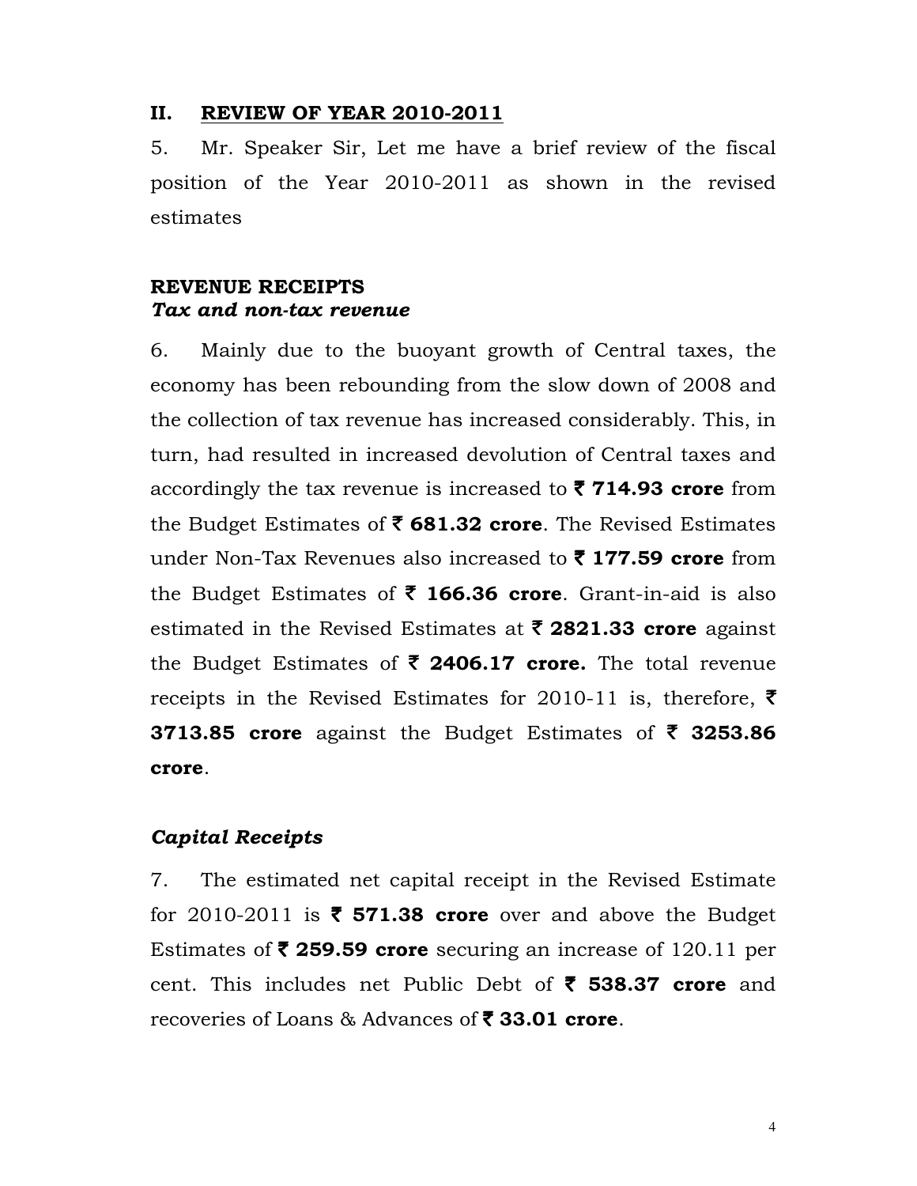## II. REVIEW OF YEAR 2010-2011

5. Mr. Speaker Sir, Let me have a brief review of the fiscal position of the Year 2010-2011 as shown in the revised estimates

### REVENUE RECEIPTS

***Tax and non-tax revenue***

6. Mainly due to the buoyant growth of Central taxes, the economy has been rebounding from the slow down of 2008 and the collection of tax revenue has increased considerably. This, in turn, had resulted in increased devolution of Central taxes and accordingly the tax revenue is increased to **₹ 714.93 crore** from the Budget Estimates of **₹ 681.32 crore**. The Revised Estimates under Non-Tax Revenues also increased to **₹ 177.59 crore** from the Budget Estimates of **₹ 166.36 crore**. Grant-in-aid is also estimated in the Revised Estimates at **₹ 2821.33 crore** against the Budget Estimates of **₹ 2406.17 crore.** The total revenue receipts in the Revised Estimates for 2010-11 is, therefore, **₹ 3713.85 crore** against the Budget Estimates of **₹ 3253.86 crore**.

### *Capital Receipts*

7. The estimated net capital receipt in the Revised Estimate for 2010-2011 is **₹ 571.38 crore** over and above the Budget Estimates of **₹ 259.59 crore** securing an increase of 120.11 per cent. This includes net Public Debt of **₹ 538.37 crore** and recoveries of Loans & Advances of **₹ 33.01 crore**.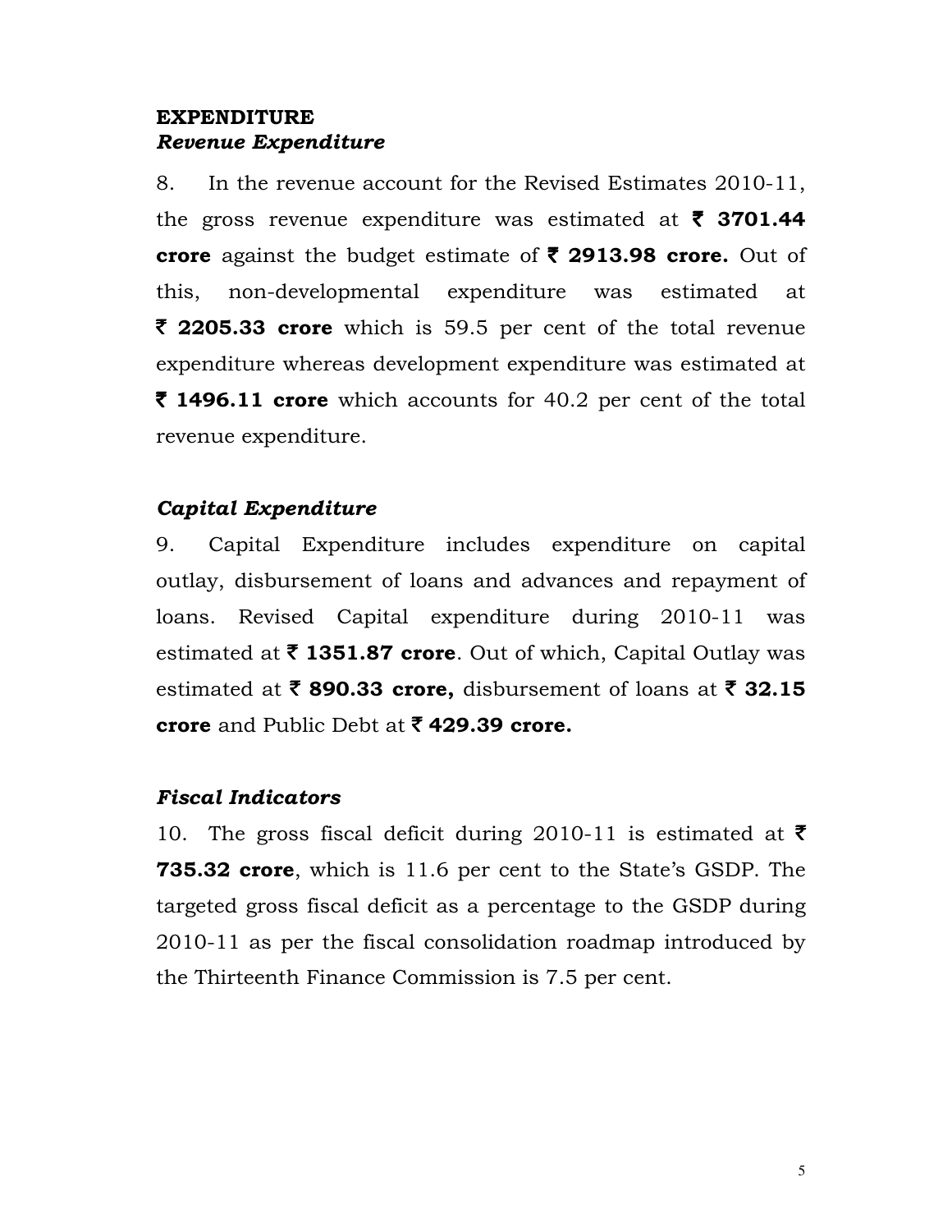**EXPENDITURE**

***Revenue Expenditure***

8. In the revenue account for the Revised Estimates 2010-11, the gross revenue expenditure was estimated at **₹ 3701.44 crore** against the budget estimate of **₹ 2913.98 crore.** Out of this, non-developmental expenditure was estimated at **₹ 2205.33 crore** which is 59.5 per cent of the total revenue expenditure whereas development expenditure was estimated at **₹ 1496.11 crore** which accounts for 40.2 per cent of the total revenue expenditure.

***Capital Expenditure***

9. Capital Expenditure includes expenditure on capital outlay, disbursement of loans and advances and repayment of loans. Revised Capital expenditure during 2010-11 was estimated at **₹ 1351.87 crore**. Out of which, Capital Outlay was estimated at **₹ 890.33 crore,** disbursement of loans at **₹ 32.15 crore** and Public Debt at **₹ 429.39 crore.**

***Fiscal Indicators***

10. The gross fiscal deficit during 2010-11 is estimated at **₹ 735.32 crore**, which is 11.6 per cent to the State's GSDP. The targeted gross fiscal deficit as a percentage to the GSDP during 2010-11 as per the fiscal consolidation roadmap introduced by the Thirteenth Finance Commission is 7.5 per cent.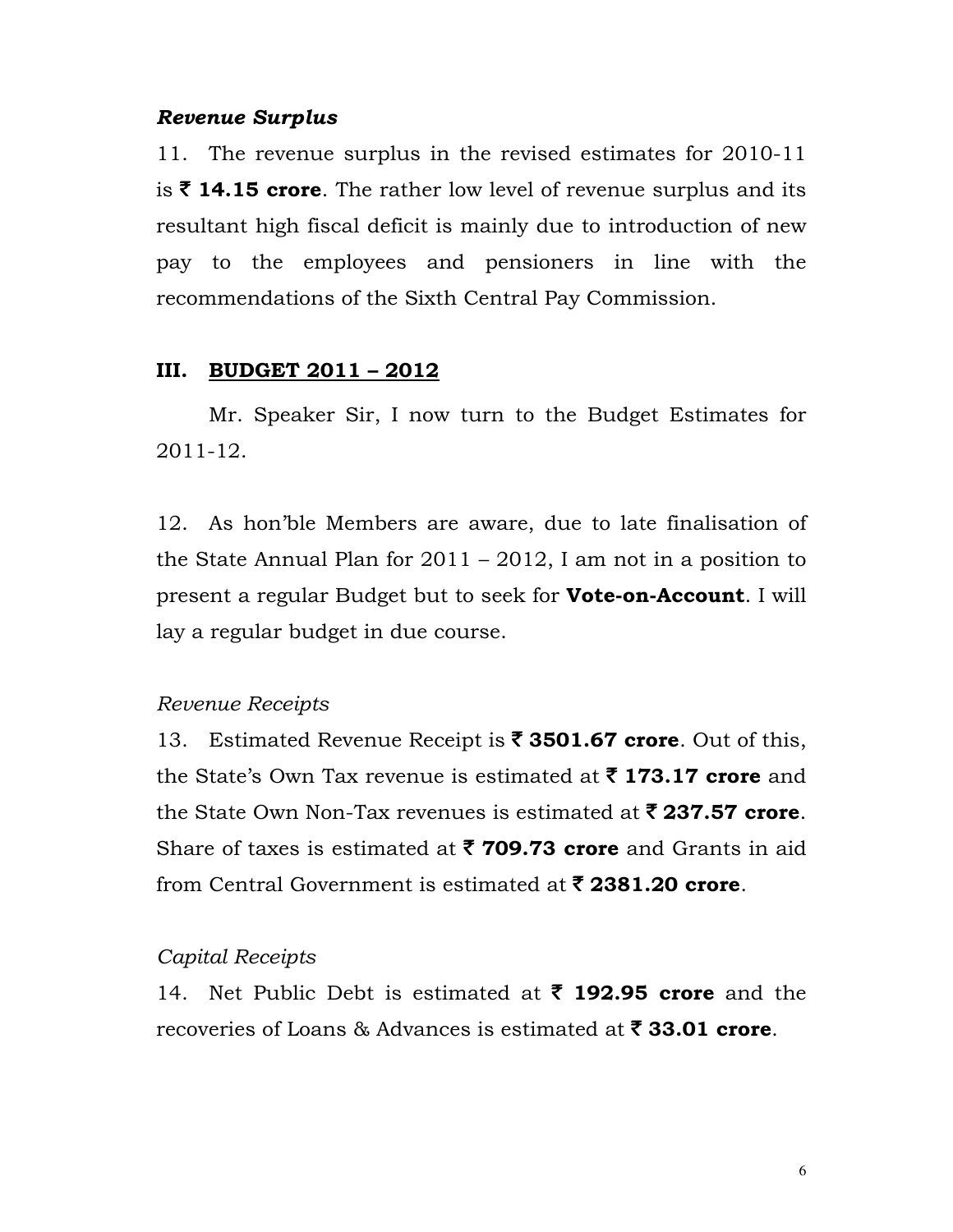***Revenue Surplus***

11. The revenue surplus in the revised estimates for 2010-11 is **₹ 14.15 crore**. The rather low level of revenue surplus and its resultant high fiscal deficit is mainly due to introduction of new pay to the employees and pensioners in line with the recommendations of the Sixth Central Pay Commission.

## III. <u>BUDGET 2011 – 2012</u>

Mr. Speaker Sir, I now turn to the Budget Estimates for 2011-12.

12. As hon'ble Members are aware, due to late finalisation of the State Annual Plan for 2011 – 2012, I am not in a position to present a regular Budget but to seek for **Vote-on-Account**. I will lay a regular budget in due course.

*Revenue Receipts*

13. Estimated Revenue Receipt is **₹ 3501.67 crore**. Out of this, the State's Own Tax revenue is estimated at **₹ 173.17 crore** and the State Own Non-Tax revenues is estimated at **₹ 237.57 crore**. Share of taxes is estimated at **₹ 709.73 crore** and Grants in aid from Central Government is estimated at **₹ 2381.20 crore**.

*Capital Receipts*

14. Net Public Debt is estimated at **₹ 192.95 crore** and the recoveries of Loans & Advances is estimated at **₹ 33.01 crore**.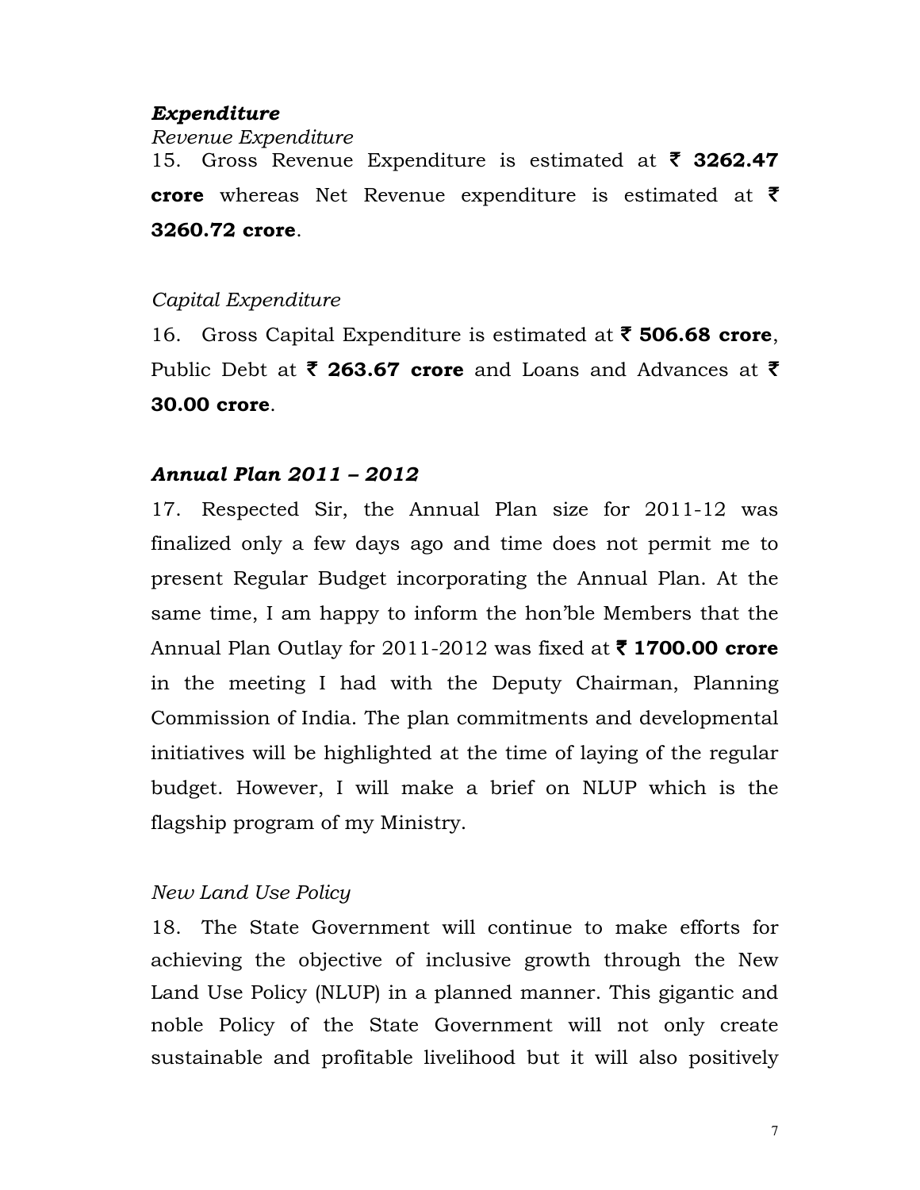***Expenditure***

*Revenue Expenditure*

15. Gross Revenue Expenditure is estimated at ₹ **3262.47 crore** whereas Net Revenue expenditure is estimated at ₹ **3260.72 crore**.

*Capital Expenditure*

16. Gross Capital Expenditure is estimated at ₹ **506.68 crore**, Public Debt at ₹ **263.67 crore** and Loans and Advances at ₹ **30.00 crore**.

***Annual Plan 2011 – 2012***

17. Respected Sir, the Annual Plan size for 2011-12 was finalized only a few days ago and time does not permit me to present Regular Budget incorporating the Annual Plan. At the same time, I am happy to inform the hon'ble Members that the Annual Plan Outlay for 2011-2012 was fixed at ₹ **1700.00 crore** in the meeting I had with the Deputy Chairman, Planning Commission of India. The plan commitments and developmental initiatives will be highlighted at the time of laying of the regular budget. However, I will make a brief on NLUP which is the flagship program of my Ministry.

*New Land Use Policy*

18. The State Government will continue to make efforts for achieving the objective of inclusive growth through the New Land Use Policy (NLUP) in a planned manner. This gigantic and noble Policy of the State Government will not only create sustainable and profitable livelihood but it will also positively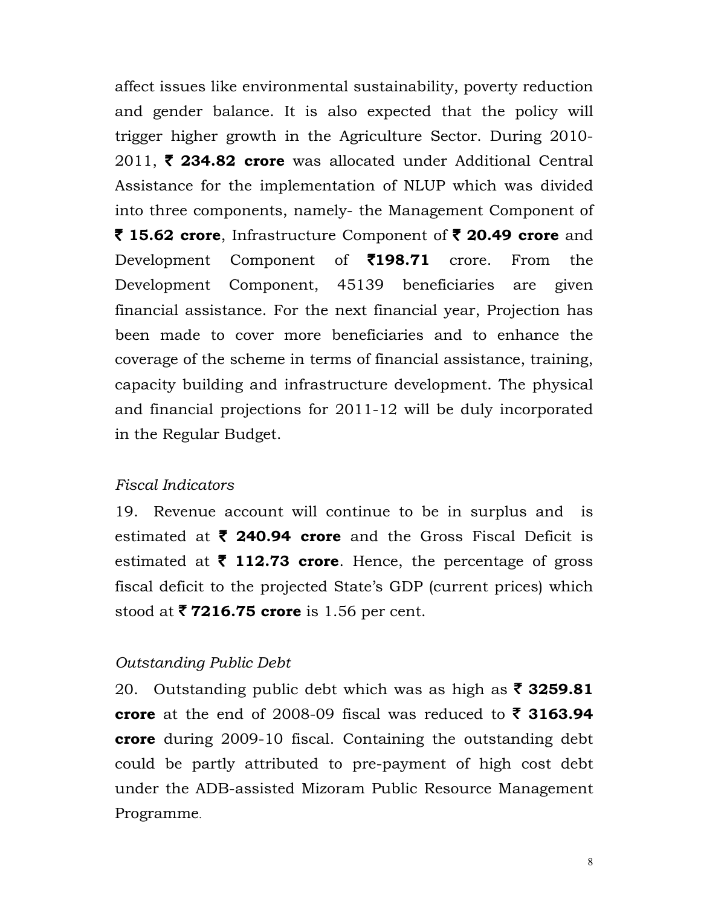affect issues like environmental sustainability, poverty reduction and gender balance. It is also expected that the policy will trigger higher growth in the Agriculture Sector. During 2010-2011, **₹ 234.82 crore** was allocated under Additional Central Assistance for the implementation of NLUP which was divided into three components, namely- the Management Component of **₹ 15.62 crore**, Infrastructure Component of **₹ 20.49 crore** and Development Component of **₹198.71** crore. From the Development Component, 45139 beneficiaries are given financial assistance. For the next financial year, Projection has been made to cover more beneficiaries and to enhance the coverage of the scheme in terms of financial assistance, training, capacity building and infrastructure development. The physical and financial projections for 2011-12 will be duly incorporated in the Regular Budget.

*Fiscal Indicators*

19. Revenue account will continue to be in surplus and is estimated at **₹ 240.94 crore** and the Gross Fiscal Deficit is estimated at **₹ 112.73 crore**. Hence, the percentage of gross fiscal deficit to the projected State's GDP (current prices) which stood at **₹ 7216.75 crore** is 1.56 per cent.

*Outstanding Public Debt*

20. Outstanding public debt which was as high as **₹ 3259.81 crore** at the end of 2008-09 fiscal was reduced to **₹ 3163.94 crore** during 2009-10 fiscal. Containing the outstanding debt could be partly attributed to pre-payment of high cost debt under the ADB-assisted Mizoram Public Resource Management Programme.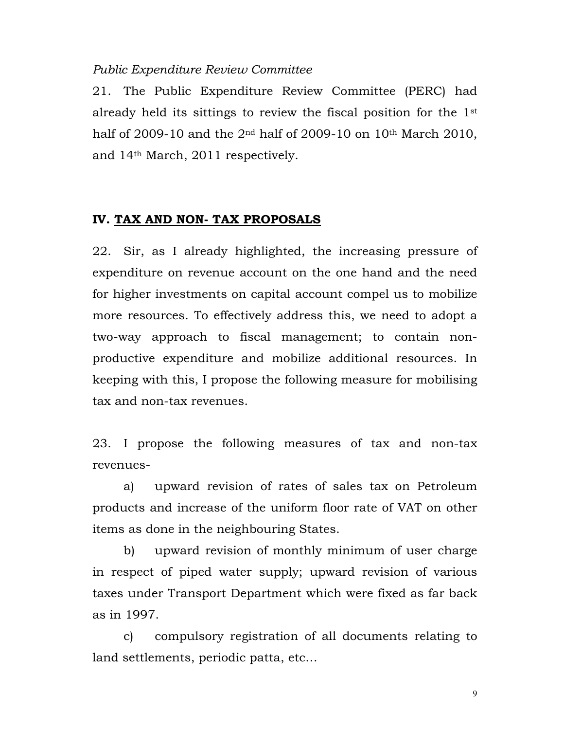*Public Expenditure Review Committee*

21. The Public Expenditure Review Committee (PERC) had already held its sittings to review the fiscal position for the 1st half of 2009-10 and the 2nd half of 2009-10 on 10th March 2010, and 14th March, 2011 respectively.

## IV. TAX AND NON- TAX PROPOSALS

22. Sir, as I already highlighted, the increasing pressure of expenditure on revenue account on the one hand and the need for higher investments on capital account compel us to mobilize more resources. To effectively address this, we need to adopt a two-way approach to fiscal management; to contain non-productive expenditure and mobilize additional resources. In keeping with this, I propose the following measure for mobilising tax and non-tax revenues.

23. I propose the following measures of tax and non-tax revenues-

a) upward revision of rates of sales tax on Petroleum products and increase of the uniform floor rate of VAT on other items as done in the neighbouring States.

b) upward revision of monthly minimum of user charge in respect of piped water supply; upward revision of various taxes under Transport Department which were fixed as far back as in 1997.

c) compulsory registration of all documents relating to land settlements, periodic patta, etc…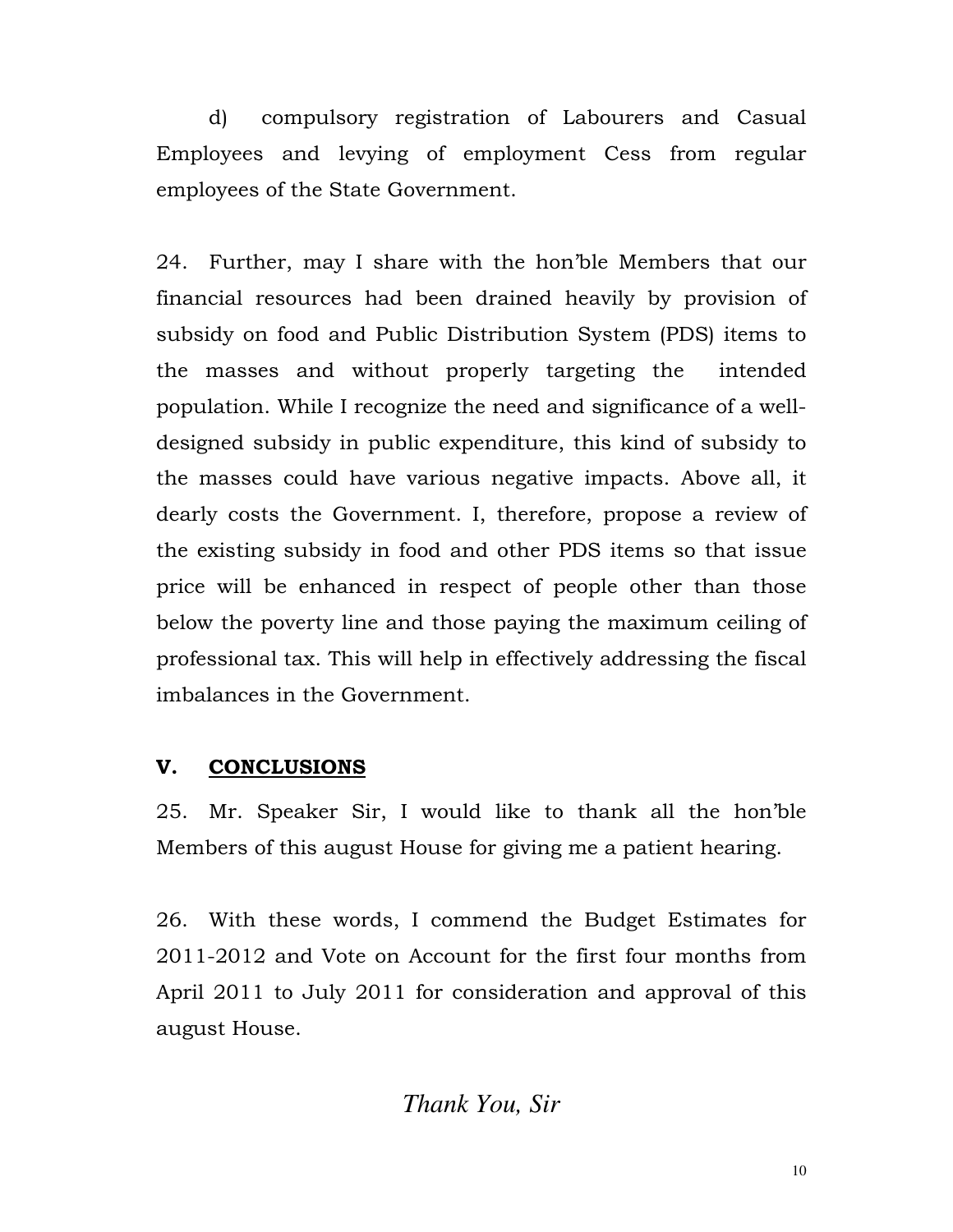d) compulsory registration of Labourers and Casual Employees and levying of employment Cess from regular employees of the State Government.

24. Further, may I share with the hon'ble Members that our financial resources had been drained heavily by provision of subsidy on food and Public Distribution System (PDS) items to the masses and without properly targeting the intended population. While I recognize the need and significance of a well-designed subsidy in public expenditure, this kind of subsidy to the masses could have various negative impacts. Above all, it dearly costs the Government. I, therefore, propose a review of the existing subsidy in food and other PDS items so that issue price will be enhanced in respect of people other than those below the poverty line and those paying the maximum ceiling of professional tax. This will help in effectively addressing the fiscal imbalances in the Government.

## V. <u>CONCLUSIONS</u>

25. Mr. Speaker Sir, I would like to thank all the hon'ble Members of this august House for giving me a patient hearing.

26. With these words, I commend the Budget Estimates for 2011-2012 and Vote on Account for the first four months from April 2011 to July 2011 for consideration and approval of this august House.

*Thank You, Sir*